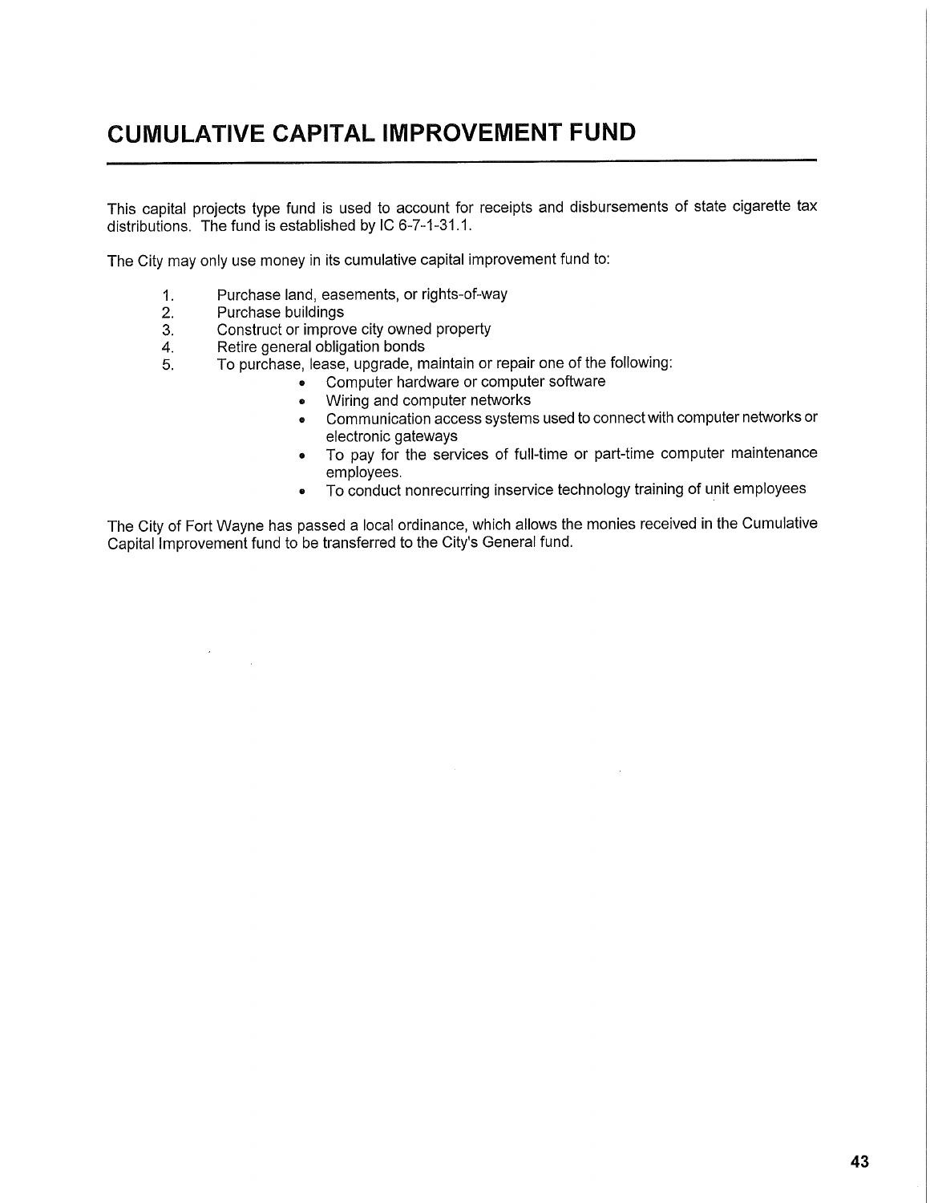# CUMULATIVE CAPITAL IMPROVEMENT FUND

This capital projects type fund is used to account for receipts and disbursements of state cigarette tax distributions. The fund is established by IC 6-7-1-31.1.

The City may only use money in its cumulative capital improvement fund to:

1. Purchase land, easements, or rights-of-way
2. Purchase buildings
3. Construct or improve city owned property
4. Retire general obligation bonds
5. To purchase, lease, upgrade, maintain or repair one of the following:
   - Computer hardware or computer software
   - Wiring and computer networks
   - Communication access systems used to connect with computer networks or electronic gateways
   - To pay for the services of full-time or part-time computer maintenance employees.
   - To conduct nonrecurring inservice technology training of unit employees

The City of Fort Wayne has passed a local ordinance, which allows the monies received in the Cumulative Capital Improvement fund to be transferred to the City's General fund.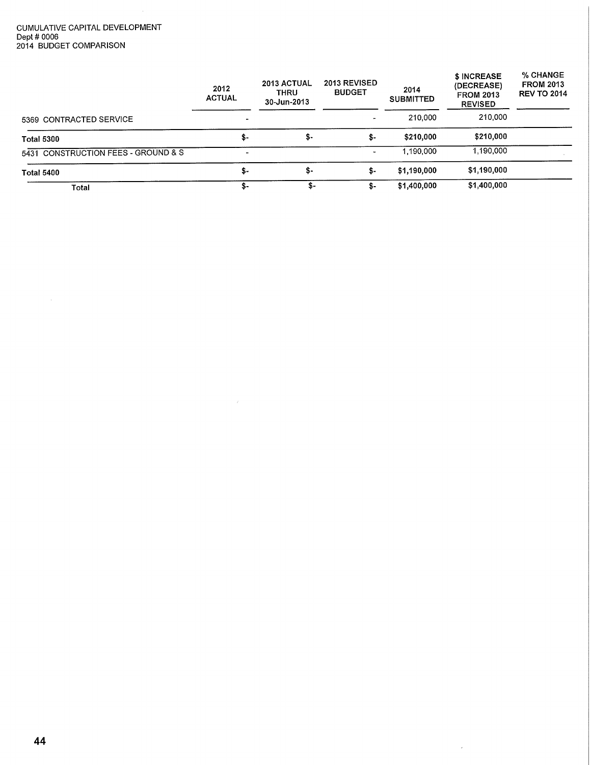CUMULATIVE CAPITAL DEVELOPMENT
Dept # 0006
2014 BUDGET COMPARISON

| | 2012 ACTUAL | 2013 ACTUAL THRU 30-Jun-2013 | 2013 REVISED BUDGET | 2014 SUBMITTED | $ INCREASE (DECREASE) FROM 2013 REVISED | % CHANGE FROM 2013 REV TO 2014 |
|---|---|---|---|---|---|---|
| 5369 CONTRACTED SERVICE | - | | - | 210,000 | 210,000 | |
| **Total 5300** | $- | $- | $- | **$210,000** | **$210,000** | |
| 5431 CONSTRUCTION FEES - GROUND & S | - | | - | 1,190,000 | 1,190,000 | |
| **Total 5400** | $- | $- | $- | **$1,190,000** | **$1,190,000** | |
| Total | $- | $- | $- | $1,400,000 | $1,400,000 | |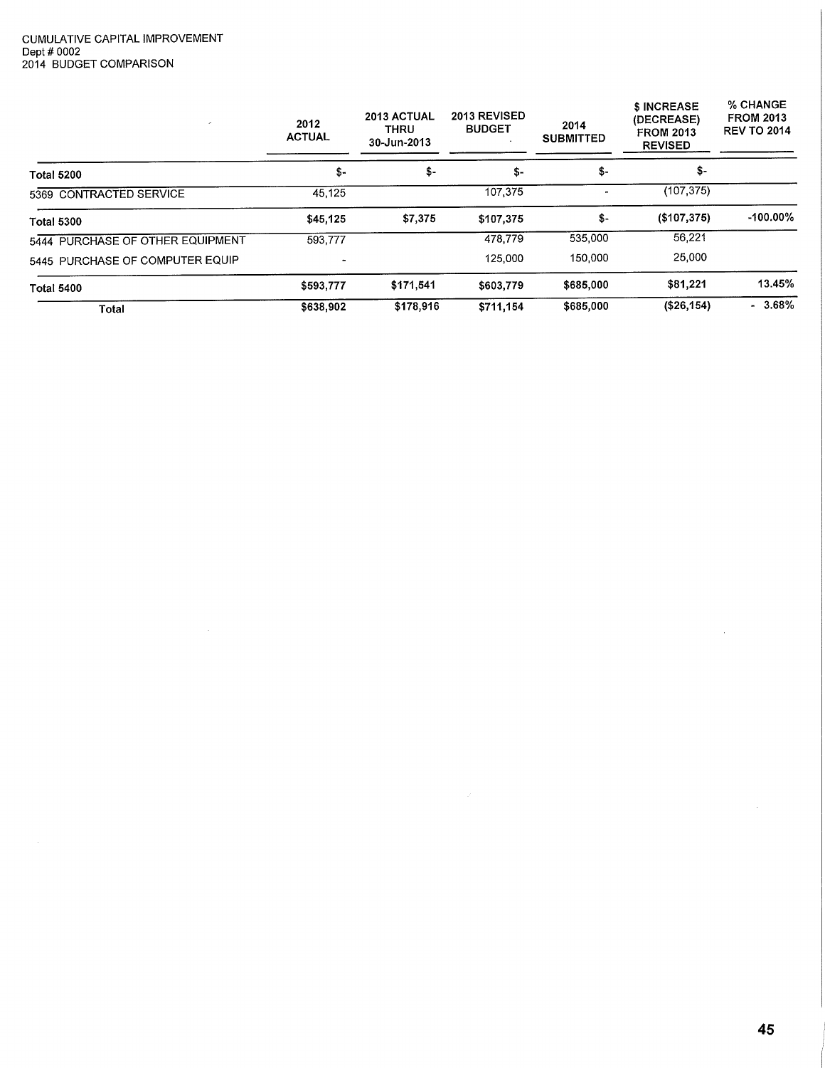CUMULATIVE CAPITAL IMPROVEMENT
Dept # 0002
2014 BUDGET COMPARISON

| | 2012 ACTUAL | 2013 ACTUAL THRU 30-Jun-2013 | 2013 REVISED BUDGET | 2014 SUBMITTED | $ INCREASE (DECREASE) FROM 2013 REVISED | % CHANGE FROM 2013 REV TO 2014 |
|---|---|---|---|---|---|---|
| **Total 5200** | **$-** | **$-** | **$-** | **$-** | **$-** | |
| 5369 CONTRACTED SERVICE | 45,125 | | 107,375 | - | (107,375) | |
| **Total 5300** | **$45,125** | **$7,375** | **$107,375** | **$-** | **($107,375)** | -100.00% |
| 5444 PURCHASE OF OTHER EQUIPMENT | 593,777 | | 478,779 | 535,000 | 56,221 | |
| 5445 PURCHASE OF COMPUTER EQUIP | - | | 125,000 | 150,000 | 25,000 | |
| **Total 5400** | **$593,777** | **$171,541** | **$603,779** | **$685,000** | **$81,221** | 13.45% |
| **Total** | **$638,902** | **$178,916** | **$711,154** | **$685,000** | **($26,154)** | - 3.68% |